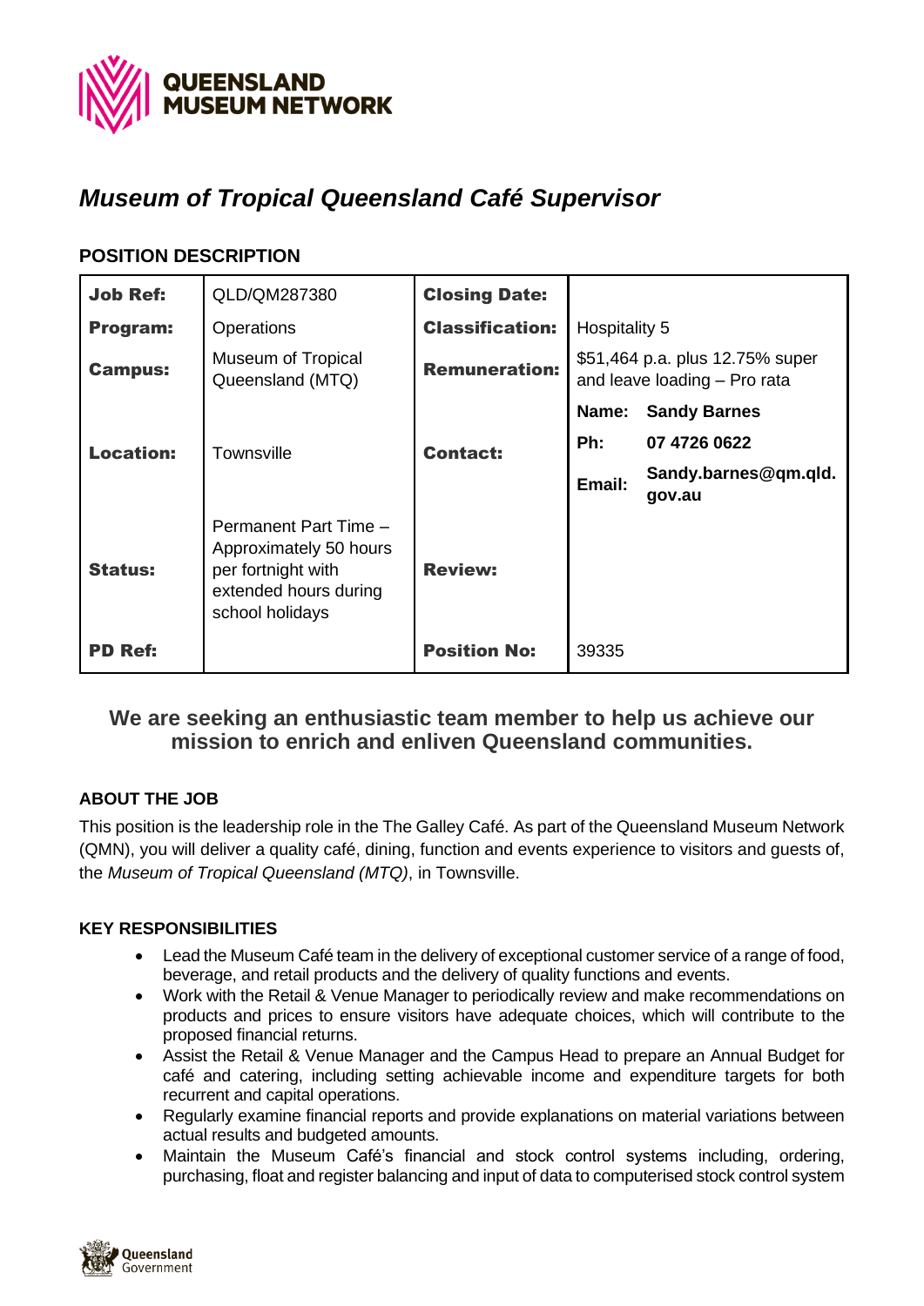# *Museum of Tropical Queensland Café Supervisor*

## POSITION DESCRIPTION

| | | | |
|---|---|---|---|
| **Job Ref:** | QLD/QM287380 | **Closing Date:** | |
| **Program:** | Operations | **Classification:** | Hospitality 5 |
| **Campus:** | Museum of Tropical Queensland (MTQ) | **Remuneration:** | $51,464 p.a. plus 12.75% super and leave loading – Pro rata |
| **Location:** | Townsville | **Contact:** | **Name:** **Sandy Barnes**<br>**Ph:** **07 4726 0622**<br>**Email:** **Sandy.barnes@qm.qld.gov.au** |
| **Status:** | Permanent Part Time – Approximately 50 hours per fortnight with extended hours during school holidays | **Review:** | |
| **PD Ref:** | | **Position No:** | 39335 |

### We are seeking an enthusiastic team member to help us achieve our mission to enrich and enliven Queensland communities.

### ABOUT THE JOB

This position is the leadership role in the The Galley Café. As part of the Queensland Museum Network (QMN), you will deliver a quality café, dining, function and events experience to visitors and guests of, the *Museum of Tropical Queensland (MTQ)*, in Townsville.

### KEY RESPONSIBILITIES

- Lead the Museum Café team in the delivery of exceptional customer service of a range of food, beverage, and retail products and the delivery of quality functions and events.
- Work with the Retail & Venue Manager to periodically review and make recommendations on products and prices to ensure visitors have adequate choices, which will contribute to the proposed financial returns.
- Assist the Retail & Venue Manager and the Campus Head to prepare an Annual Budget for café and catering, including setting achievable income and expenditure targets for both recurrent and capital operations.
- Regularly examine financial reports and provide explanations on material variations between actual results and budgeted amounts.
- Maintain the Museum Café's financial and stock control systems including, ordering, purchasing, float and register balancing and input of data to computerised stock control system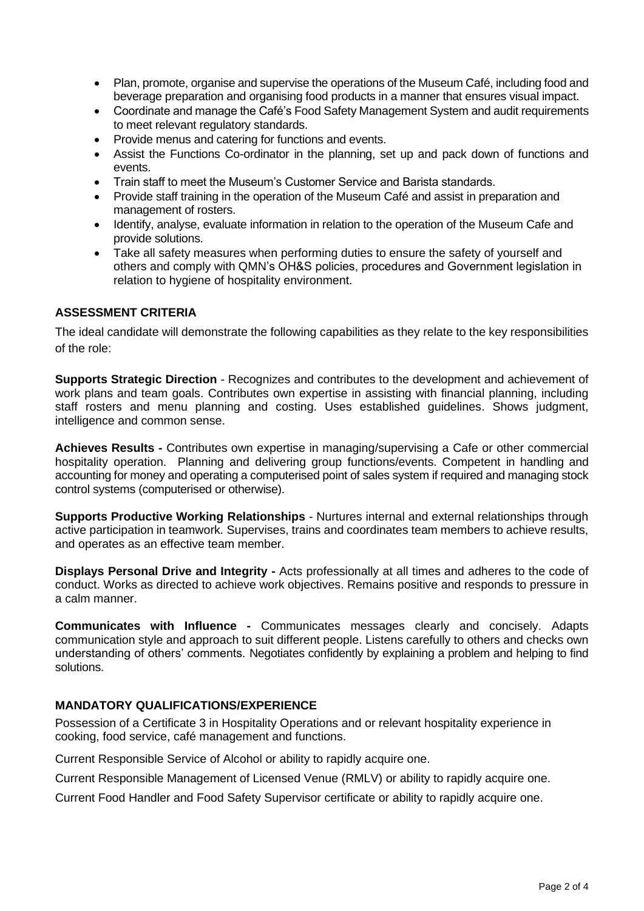- Plan, promote, organise and supervise the operations of the Museum Café, including food and beverage preparation and organising food products in a manner that ensures visual impact.
- Coordinate and manage the Café's Food Safety Management System and audit requirements to meet relevant regulatory standards.
- Provide menus and catering for functions and events.
- Assist the Functions Co-ordinator in the planning, set up and pack down of functions and events.
- Train staff to meet the Museum's Customer Service and Barista standards.
- Provide staff training in the operation of the Museum Café and assist in preparation and management of rosters.
- Identify, analyse, evaluate information in relation to the operation of the Museum Cafe and provide solutions.
- Take all safety measures when performing duties to ensure the safety of yourself and others and comply with QMN's OH&S policies, procedures and Government legislation in relation to hygiene of hospitality environment.

### ASSESSMENT CRITERIA

The ideal candidate will demonstrate the following capabilities as they relate to the key responsibilities of the role:

**Supports Strategic Direction** - Recognizes and contributes to the development and achievement of work plans and team goals. Contributes own expertise in assisting with financial planning, including staff rosters and menu planning and costing. Uses established guidelines. Shows judgment, intelligence and common sense.

**Achieves Results -** Contributes own expertise in managing/supervising a Cafe or other commercial hospitality operation. Planning and delivering group functions/events. Competent in handling and accounting for money and operating a computerised point of sales system if required and managing stock control systems (computerised or otherwise).

**Supports Productive Working Relationships** - Nurtures internal and external relationships through active participation in teamwork. Supervises, trains and coordinates team members to achieve results, and operates as an effective team member.

**Displays Personal Drive and Integrity -** Acts professionally at all times and adheres to the code of conduct. Works as directed to achieve work objectives. Remains positive and responds to pressure in a calm manner.

**Communicates with Influence -** Communicates messages clearly and concisely. Adapts communication style and approach to suit different people. Listens carefully to others and checks own understanding of others' comments. Negotiates confidently by explaining a problem and helping to find solutions.

### MANDATORY QUALIFICATIONS/EXPERIENCE

Possession of a Certificate 3 in Hospitality Operations and or relevant hospitality experience in cooking, food service, café management and functions.

Current Responsible Service of Alcohol or ability to rapidly acquire one.

Current Responsible Management of Licensed Venue (RMLV) or ability to rapidly acquire one.

Current Food Handler and Food Safety Supervisor certificate or ability to rapidly acquire one.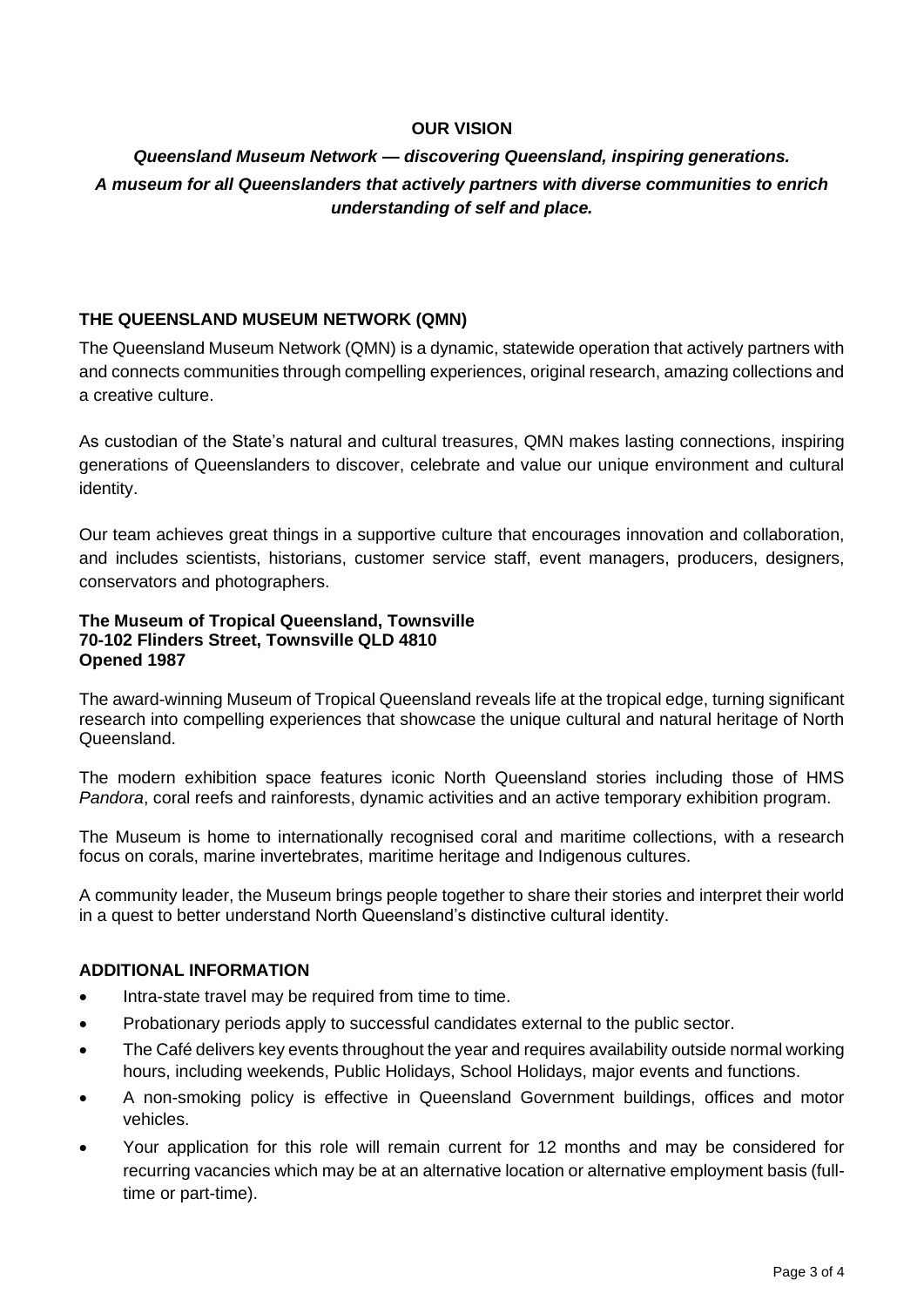## OUR VISION

***Queensland Museum Network — discovering Queensland, inspiring generations.***

***A museum for all Queenslanders that actively partners with diverse communities to enrich understanding of self and place.***

## THE QUEENSLAND MUSEUM NETWORK (QMN)

The Queensland Museum Network (QMN) is a dynamic, statewide operation that actively partners with and connects communities through compelling experiences, original research, amazing collections and a creative culture.

As custodian of the State's natural and cultural treasures, QMN makes lasting connections, inspiring generations of Queenslanders to discover, celebrate and value our unique environment and cultural identity.

Our team achieves great things in a supportive culture that encourages innovation and collaboration, and includes scientists, historians, customer service staff, event managers, producers, designers, conservators and photographers.

**The Museum of Tropical Queensland, Townsville**
**70-102 Flinders Street, Townsville QLD 4810**
**Opened 1987**

The award-winning Museum of Tropical Queensland reveals life at the tropical edge, turning significant research into compelling experiences that showcase the unique cultural and natural heritage of North Queensland.

The modern exhibition space features iconic North Queensland stories including those of HMS *Pandora*, coral reefs and rainforests, dynamic activities and an active temporary exhibition program.

The Museum is home to internationally recognised coral and maritime collections, with a research focus on corals, marine invertebrates, maritime heritage and Indigenous cultures.

A community leader, the Museum brings people together to share their stories and interpret their world in a quest to better understand North Queensland's distinctive cultural identity.

## ADDITIONAL INFORMATION

- Intra-state travel may be required from time to time.
- Probationary periods apply to successful candidates external to the public sector.
- The Café delivers key events throughout the year and requires availability outside normal working hours, including weekends, Public Holidays, School Holidays, major events and functions.
- A non-smoking policy is effective in Queensland Government buildings, offices and motor vehicles.
- Your application for this role will remain current for 12 months and may be considered for recurring vacancies which may be at an alternative location or alternative employment basis (full-time or part-time).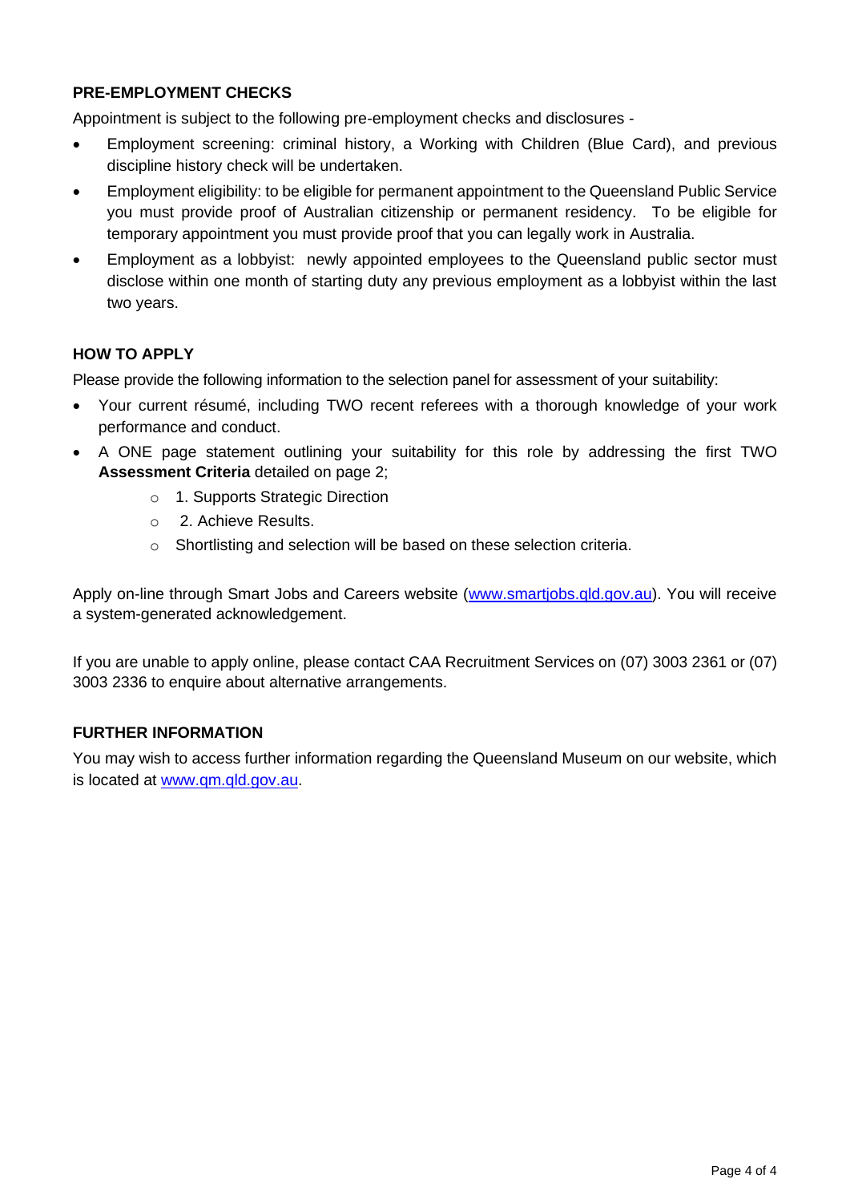**PRE-EMPLOYMENT CHECKS**

Appointment is subject to the following pre-employment checks and disclosures -

- Employment screening: criminal history, a Working with Children (Blue Card), and previous discipline history check will be undertaken.
- Employment eligibility: to be eligible for permanent appointment to the Queensland Public Service you must provide proof of Australian citizenship or permanent residency. To be eligible for temporary appointment you must provide proof that you can legally work in Australia.
- Employment as a lobbyist: newly appointed employees to the Queensland public sector must disclose within one month of starting duty any previous employment as a lobbyist within the last two years.

**HOW TO APPLY**

Please provide the following information to the selection panel for assessment of your suitability:

- Your current résumé, including TWO recent referees with a thorough knowledge of your work performance and conduct.
- A ONE page statement outlining your suitability for this role by addressing the first TWO **Assessment Criteria** detailed on page 2;
    - 1. Supports Strategic Direction
    - 2. Achieve Results.
    - Shortlisting and selection will be based on these selection criteria.

Apply on-line through Smart Jobs and Careers website (www.smartjobs.qld.gov.au). You will receive a system-generated acknowledgement.

If you are unable to apply online, please contact CAA Recruitment Services on (07) 3003 2361 or (07) 3003 2336 to enquire about alternative arrangements.

**FURTHER INFORMATION**

You may wish to access further information regarding the Queensland Museum on our website, which is located at www.qm.qld.gov.au.